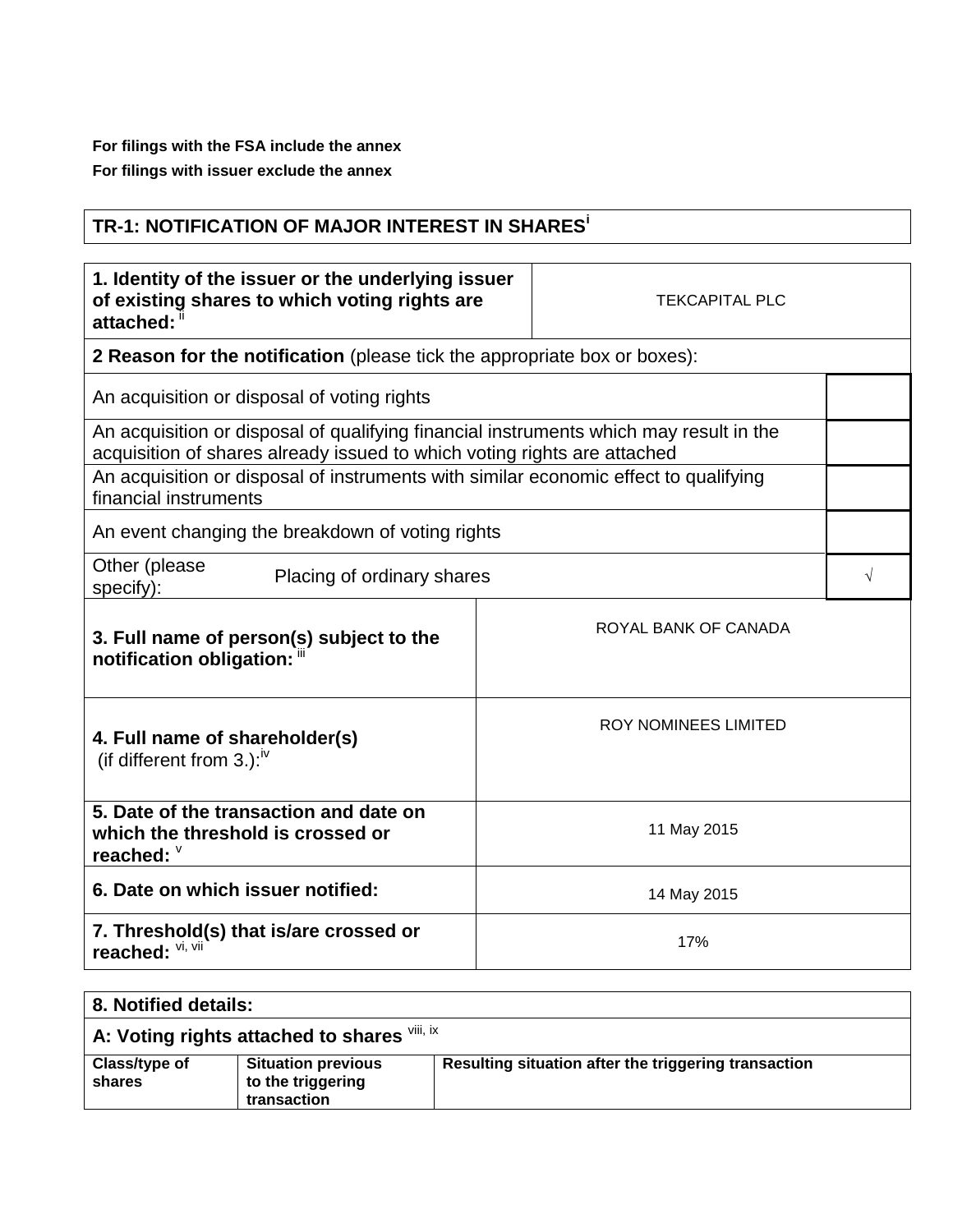**For filings with the FSA include the annex**

**For filings with issuer exclude the annex**

## TR-1: NOTIFICATION OF MAJOR INTEREST IN SHARES[i]

| **1. Identity of the issuer or the underlying issuer of existing shares to which voting rights are attached:** [ii] | TEKCAPITAL PLC |
|---|---|

**2 Reason for the notification** (please tick the appropriate box or boxes):

| | |
|---|---|
| An acquisition or disposal of voting rights | |
| An acquisition or disposal of qualifying financial instruments which may result in the acquisition of shares already issued to which voting rights are attached | |
| An acquisition or disposal of instruments with similar economic effect to qualifying financial instruments | |
| An event changing the breakdown of voting rights | |
| Other (please specify): Placing of ordinary shares | √ |

| | |
|---|---|
| **3. Full name of person(s) subject to the notification obligation:** [iii] | ROYAL BANK OF CANADA |
| **4. Full name of shareholder(s)** (if different from 3.):[iv] | ROY NOMINEES LIMITED |
| **5. Date of the transaction and date on which the threshold is crossed or reached:** [v] | 11 May 2015 |
| **6. Date on which issuer notified:** | 14 May 2015 |
| **7. Threshold(s) that is/are crossed or reached:** [vi, vii] | 17% |

**8. Notified details:**

**A: Voting rights attached to shares** [viii, ix]

| **Class/type of shares** | **Situation previous to the triggering transaction** | **Resulting situation after the triggering transaction** |
|---|---|---|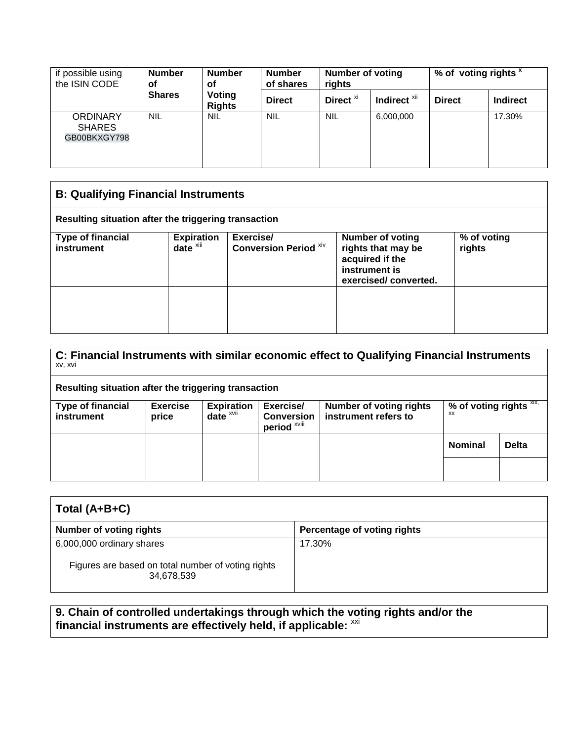| if possible using the ISIN CODE | Number of Shares | Number of Voting Rights | Number of shares | Number of voting rights | | % of voting rights [x] | |
|---|---|---|---|---|---|---|---|
| | | | Direct | Direct [xi] | Indirect [xii] | Direct | Indirect |
| ORDINARY SHARES GB00BKXGY798 | NIL | NIL | NIL | NIL | 6,000,000 | | 17.30% |

| B: Qualifying Financial Instruments | | | | |
|---|---|---|---|---|
| **Resulting situation after the triggering transaction** | | | | |
| **Type of financial instrument** | **Expiration date** [xiii] | **Exercise/ Conversion Period** [xiv] | **Number of voting rights that may be acquired if the instrument is exercised/ converted.** | **% of voting rights** |
| | | | | |

| C: Financial Instruments with similar economic effect to Qualifying Financial Instruments [xv, xvi] | | | | | | |
|---|---|---|---|---|---|---|
| **Resulting situation after the triggering transaction** | | | | | | |
| **Type of financial instrument** | **Exercise price** | **Expiration date** [xvii] | **Exercise/ Conversion period** [xviii] | **Number of voting rights instrument refers to** | **% of voting rights** [xix, xx] | |
| | | | | | **Nominal** | **Delta** |
| | | | | | | |

| Total (A+B+C) | |
|---|---|
| **Number of voting rights** | **Percentage of voting rights** |
| 6,000,000 ordinary shares<br><br>Figures are based on total number of voting rights 34,678,539 | 17.30% |

**9. Chain of controlled undertakings through which the voting rights and/or the financial instruments are effectively held, if applicable:** [xxi]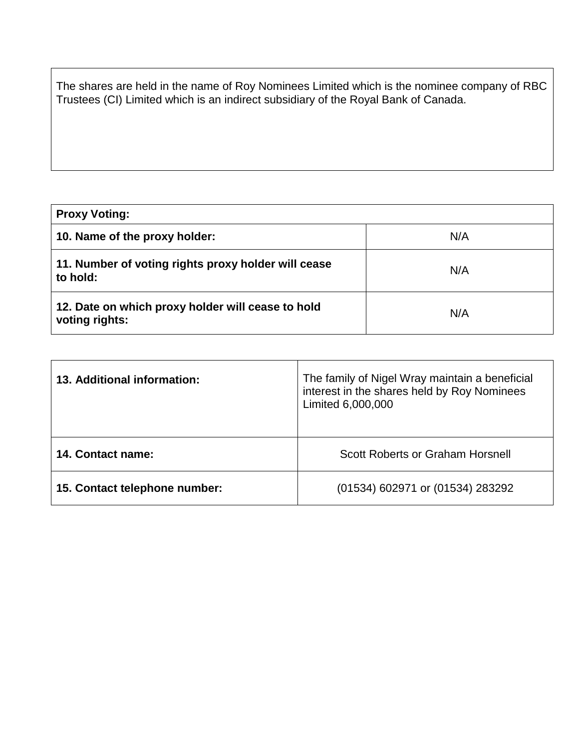The shares are held in the name of Roy Nominees Limited which is the nominee company of RBC Trustees (CI) Limited which is an indirect subsidiary of the Royal Bank of Canada.

| **Proxy Voting:** | |
| --- | --- |
| **10. Name of the proxy holder:** | N/A |
| **11. Number of voting rights proxy holder will cease to hold:** | N/A |
| **12. Date on which proxy holder will cease to hold voting rights:** | N/A |

| | |
| --- | --- |
| **13. Additional information:** | The family of Nigel Wray maintain a beneficial interest in the shares held by Roy Nominees Limited 6,000,000 |
| **14. Contact name:** | Scott Roberts or Graham Horsnell |
| **15. Contact telephone number:** | (01534) 602971 or (01534) 283292 |